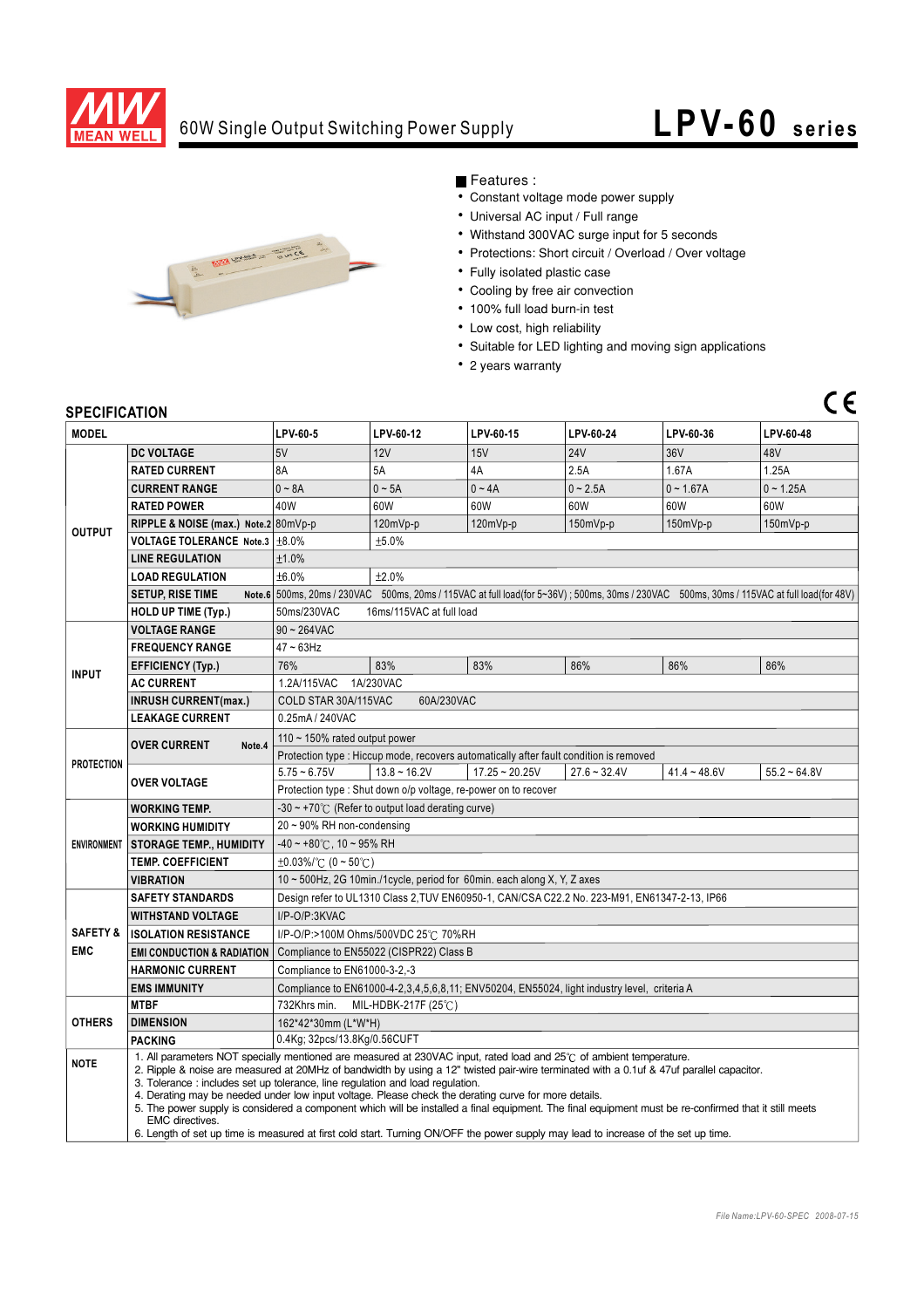# 60W Single Output Switching Power Supply

# LPV-60 series

■ Features :

- Constant voltage mode power supply
- Universal AC input / Full range
- Withstand 300VAC surge input for 5 seconds
- Protections: Short circuit / Overload / Over voltage
- Fully isolated plastic case
- Cooling by free air convection
- 100% full load burn-in test
- Low cost, high reliability
- Suitable for LED lighting and moving sign applications
- 2 years warranty

## SPECIFICATION

| MODEL | | LPV-60-5 | LPV-60-12 | LPV-60-15 | LPV-60-24 | LPV-60-36 | LPV-60-48 |
|---|---|---|---|---|---|---|---|
| OUTPUT | DC VOLTAGE | 5V | 12V | 15V | 24V | 36V | 48V |
| | RATED CURRENT | 8A | 5A | 4A | 2.5A | 1.67A | 1.25A |
| | CURRENT RANGE | 0 ~ 8A | 0 ~ 5A | 0 ~ 4A | 0 ~ 2.5A | 0 ~ 1.67A | 0 ~ 1.25A |
| | RATED POWER | 40W | 60W | 60W | 60W | 60W | 60W |
| | RIPPLE & NOISE (max.) Note.2 | 80mVp-p | 120mVp-p | 120mVp-p | 150mVp-p | 150mVp-p | 150mVp-p |
| | VOLTAGE TOLERANCE Note.3 | ±8.0% | ±5.0% | | | | |
| | LINE REGULATION | ±1.0% | | | | | |
| | LOAD REGULATION | ±6.0% | ±2.0% | | | | |
| | SETUP, RISE TIME Note.6 | 500ms, 20ms / 230VAC 500ms, 20ms / 115VAC at full load(for 5~36V) ; 500ms, 30ms / 230VAC 500ms, 30ms / 115VAC at full load(for 48V) | | | | | |
| | HOLD UP TIME (Typ.) | 50ms/230VAC 16ms/115VAC at full load | | | | | |
| INPUT | VOLTAGE RANGE | 90 ~ 264VAC | | | | | |
| | FREQUENCY RANGE | 47 ~ 63Hz | | | | | |
| | EFFICIENCY (Typ.) | 76% | 83% | 83% | 86% | 86% | 86% |
| | AC CURRENT | 1.2A/115VAC 1A/230VAC | | | | | |
| | INRUSH CURRENT(max.) | COLD STAR 30A/115VAC 60A/230VAC | | | | | |
| | LEAKAGE CURRENT | 0.25mA / 240VAC | | | | | |
| PROTECTION | OVER CURRENT Note.4 | 110 ~ 150% rated output power | | | | | |
| | | Protection type : Hiccup mode, recovers automatically after fault condition is removed | | | | | |
| | OVER VOLTAGE | 5.75 ~ 6.75V | 13.8 ~ 16.2V | 17.25 ~ 20.25V | 27.6 ~ 32.4V | 41.4 ~ 48.6V | 55.2 ~ 64.8V |
| | | Protection type : Shut down o/p voltage, re-power on to recover | | | | | |
| ENVIRONMENT | WORKING TEMP. | -30 ~ +70℃ (Refer to output load derating curve) | | | | | |
| | WORKING HUMIDITY | 20 ~ 90% RH non-condensing | | | | | |
| | STORAGE TEMP., HUMIDITY | -40 ~ +80℃, 10 ~ 95% RH | | | | | |
| | TEMP. COEFFICIENT | ±0.03%/℃ (0 ~ 50℃) | | | | | |
| | VIBRATION | 10 ~ 500Hz, 2G 10min./1cycle, period for 60min. each along X, Y, Z axes | | | | | |
| SAFETY & EMC | SAFETY STANDARDS | Design refer to UL1310 Class 2,TUV EN60950-1, CAN/CSA C22.2 No. 223-M91, EN61347-2-13, IP66 | | | | | |
| | WITHSTAND VOLTAGE | I/P-O/P:3KVAC | | | | | |
| | ISOLATION RESISTANCE | I/P-O/P:>100M Ohms/500VDC 25℃ 70%RH | | | | | |
| | EMI CONDUCTION & RADIATION | Compliance to EN55022 (CISPR22) Class B | | | | | |
| | HARMONIC CURRENT | Compliance to EN61000-3-2,-3 | | | | | |
| | EMS IMMUNITY | Compliance to EN61000-4-2,3,4,5,6,8,11; ENV50204, EN55024, light industry level, criteria A | | | | | |
| OTHERS | MTBF | 732Khrs min. MIL-HDBK-217F (25℃) | | | | | |
| | DIMENSION | 162*42*30mm (L*W*H) | | | | | |
| | PACKING | 0.4Kg; 32pcs/13.8Kg/0.56CUFT | | | | | |

**NOTE**

1. All parameters NOT specially mentioned are measured at 230VAC input, rated load and 25℃ of ambient temperature.
2. Ripple & noise are measured at 20MHz of bandwidth by using a 12" twisted pair-wire terminated with a 0.1uf & 47uf parallel capacitor.
3. Tolerance : includes set up tolerance, line regulation and load regulation.
4. Derating may be needed under low input voltage. Please check the derating curve for more details.
5. The power supply is considered a component which will be installed a final equipment. The final equipment must be re-confirmed that it still meets EMC directives.
6. Length of set up time is measured at first cold start. Turning ON/OFF the power supply may lead to increase of the set up time.

File Name:LPV-60-SPEC 2008-07-15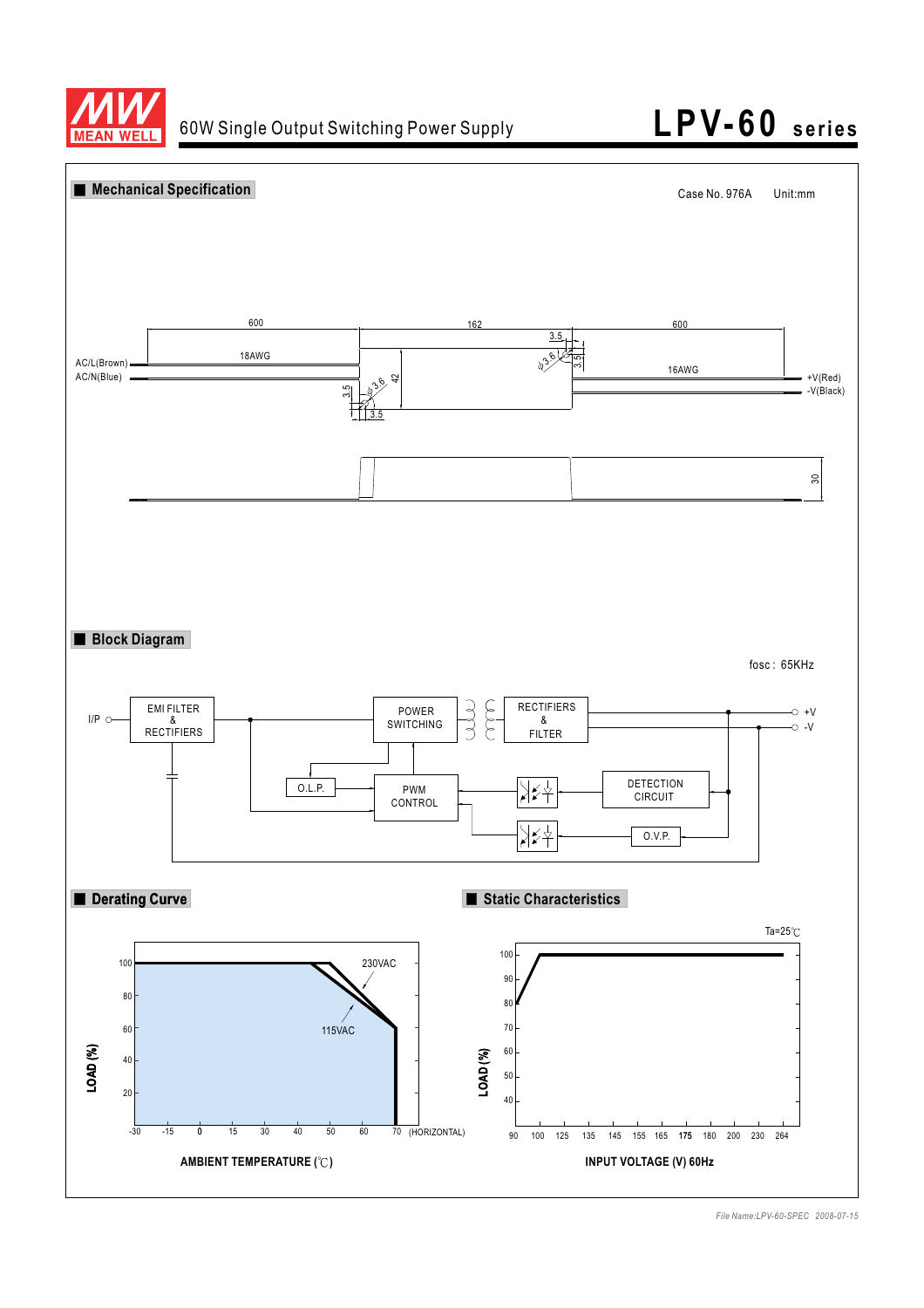# 60W Single Output Switching Power Supply

# LPV-60 series

## Mechanical Specification

Case No. 976A Unit:mm

600
162
600
3.5
18AWG
AC/L(Brown)
AC/N(Blue)
φ3.6
3.5
φ3.6
42
3.5
3.5
16AWG
+V(Red)
-V(Black)
30

## Block Diagram

fosc : 65KHz

I/P
EMI FILTER & RECTIFIERS
POWER SWITCHING
RECTIFIERS & FILTER
+V
-V
O.L.P.
PWM CONTROL
DETECTION CIRCUIT
O.V.P.

## Derating Curve

LOAD (%)
100
80
60
40
20
230VAC
115VAC
-30 -15 0 15 30 40 50 60 70 (HORIZONTAL)
AMBIENT TEMPERATURE (℃)

## Static Characteristics

Ta=25℃

LOAD (%)
100
90
80
70
60
50
40
90 100 125 135 145 155 165 175 180 200 230 264
INPUT VOLTAGE (V) 60Hz

File Name:LPV-60-SPEC 2008-07-15